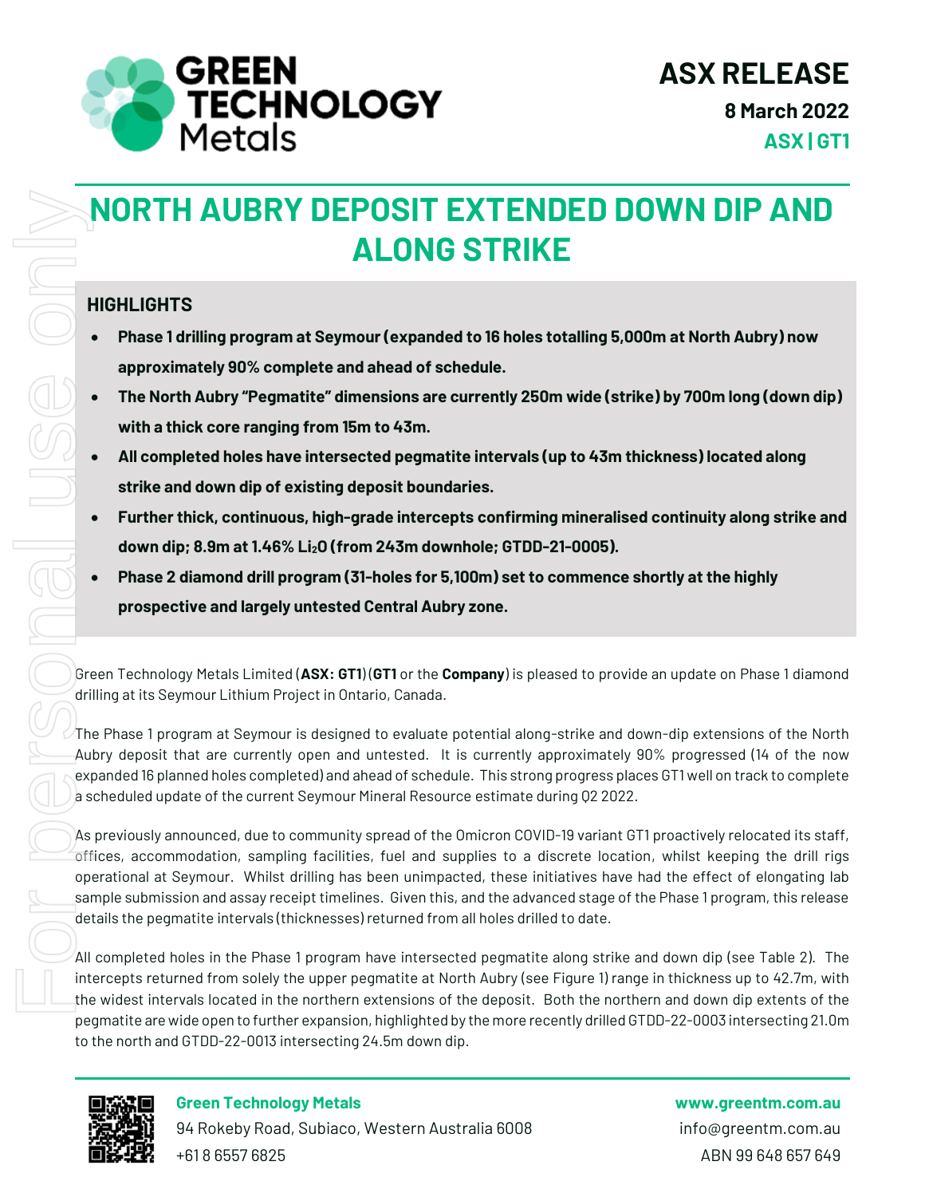# GREEN TECHNOLOGY Metals

**ASX RELEASE**

**8 March 2022**

**ASX | GT1**

# NORTH AUBRY DEPOSIT EXTENDED DOWN DIP AND ALONG STRIKE

## HIGHLIGHTS

- **Phase 1 drilling program at Seymour (expanded to 16 holes totalling 5,000m at North Aubry) now approximately 90% complete and ahead of schedule.**
- **The North Aubry "Pegmatite" dimensions are currently 250m wide (strike) by 700m long (down dip) with a thick core ranging from 15m to 43m.**
- **All completed holes have intersected pegmatite intervals (up to 43m thickness) located along strike and down dip of existing deposit boundaries.**
- **Further thick, continuous, high-grade intercepts confirming mineralised continuity along strike and down dip; 8.9m at 1.46% $Li_2O$ (from 243m downhole; GTDD-21-0005).**
- **Phase 2 diamond drill program (31-holes for 5,100m) set to commence shortly at the highly prospective and largely untested Central Aubry zone.**

Green Technology Metals Limited (**ASX: GT1**) (**GT1** or the **Company**) is pleased to provide an update on Phase 1 diamond drilling at its Seymour Lithium Project in Ontario, Canada.

The Phase 1 program at Seymour is designed to evaluate potential along-strike and down-dip extensions of the North Aubry deposit that are currently open and untested. It is currently approximately 90% progressed (14 of the now expanded 16 planned holes completed) and ahead of schedule. This strong progress places GT1 well on track to complete a scheduled update of the current Seymour Mineral Resource estimate during Q2 2022.

As previously announced, due to community spread of the Omicron COVID-19 variant GT1 proactively relocated its staff, offices, accommodation, sampling facilities, fuel and supplies to a discrete location, whilst keeping the drill rigs operational at Seymour. Whilst drilling has been unimpacted, these initiatives have had the effect of elongating lab sample submission and assay receipt timelines. Given this, and the advanced stage of the Phase 1 program, this release details the pegmatite intervals (thicknesses) returned from all holes drilled to date.

All completed holes in the Phase 1 program have intersected pegmatite along strike and down dip (see Table 2). The intercepts returned from solely the upper pegmatite at North Aubry (see Figure 1) range in thickness up to 42.7m, with the widest intervals located in the northern extensions of the deposit. Both the northern and down dip extents of the pegmatite are wide open to further expansion, highlighted by the more recently drilled GTDD-22-0003 intersecting 21.0m to the north and GTDD-22-0013 intersecting 24.5m down dip.

**Green Technology Metals**
94 Rokeby Road, Subiaco, Western Australia 6008
+61 8 6557 6825

**www.greentm.com.au**
info@greentm.com.au
ABN 99 648 657 649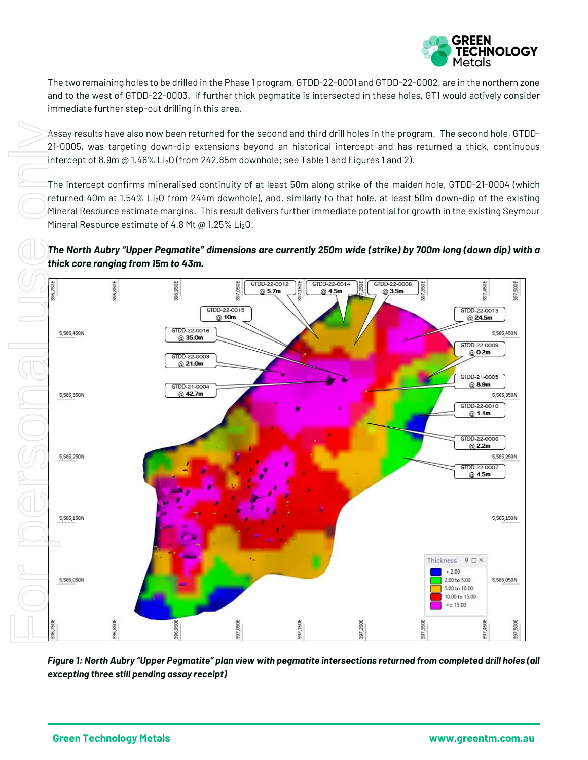The two remaining holes to be drilled in the Phase 1 program, GTDD-22-0001 and GTDD-22-0002, are in the northern zone and to the west of GTDD-22-0003. If further thick pegmatite is intersected in these holes, GT1 would actively consider immediate further step-out drilling in this area.

Assay results have also now been returned for the second and third drill holes in the program. The second hole, GTDD-21-0005, was targeting down-dip extensions beyond an historical intercept and has returned a thick, continuous intercept of 8.9m @ 1.46% $Li_2O$ (from 242.85m downhole; see Table 1 and Figures 1 and 2).

The intercept confirms mineralised continuity of at least 50m along strike of the maiden hole, GTDD-21-0004 (which returned 40m at 1.54% $Li_2O$ from 244m downhole), and, similarly to that hole, at least 50m down-dip of the existing Mineral Resource estimate margins. This result delivers further immediate potential for growth in the existing Seymour Mineral Resource estimate of 4.8 Mt @ 1.25% $Li_2O$.

***The North Aubry "Upper Pegmatite" dimensions are currently 250m wide (strike) by 700m long (down dip) with a thick core ranging from 15m to 43m.***

***Figure 1: North Aubry "Upper Pegmatite" plan view with pegmatite intersections returned from completed drill holes (all excepting three still pending assay receipt)***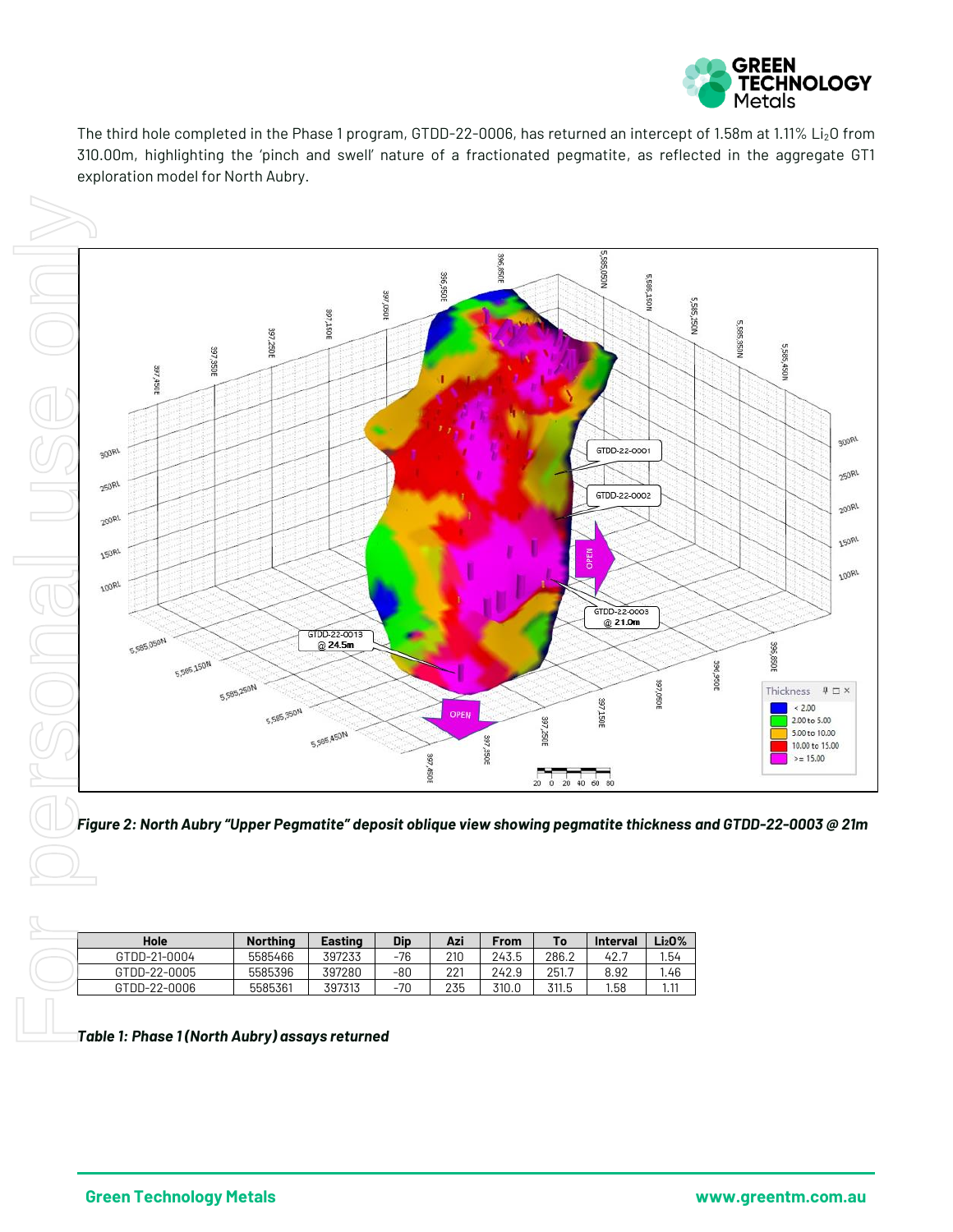The third hole completed in the Phase 1 program, GTDD-22-0006, has returned an intercept of 1.58m at 1.11% $Li_2O$ from 310.00m, highlighting the 'pinch and swell' nature of a fractionated pegmatite, as reflected in the aggregate GT1 exploration model for North Aubry.

***Figure 2: North Aubry "Upper Pegmatite" deposit oblique view showing pegmatite thickness and GTDD-22-0003 @ 21m***

| Hole | Northing | Easting | Dip | Azi | From | To | Interval | $Li_2O$% |
|---|---|---|---|---|---|---|---|---|
| GTDD-21-0004 | 5585466 | 397233 | -76 | 210 | 243.5 | 286.2 | 42.7 | 1.54 |
| GTDD-22-0005 | 5585396 | 397280 | -80 | 221 | 242.9 | 251.7 | 8.92 | 1.46 |
| GTDD-22-0006 | 5585361 | 397313 | -70 | 235 | 310.0 | 311.5 | 1.58 | 1.11 |

***Table 1: Phase 1 (North Aubry) assays returned***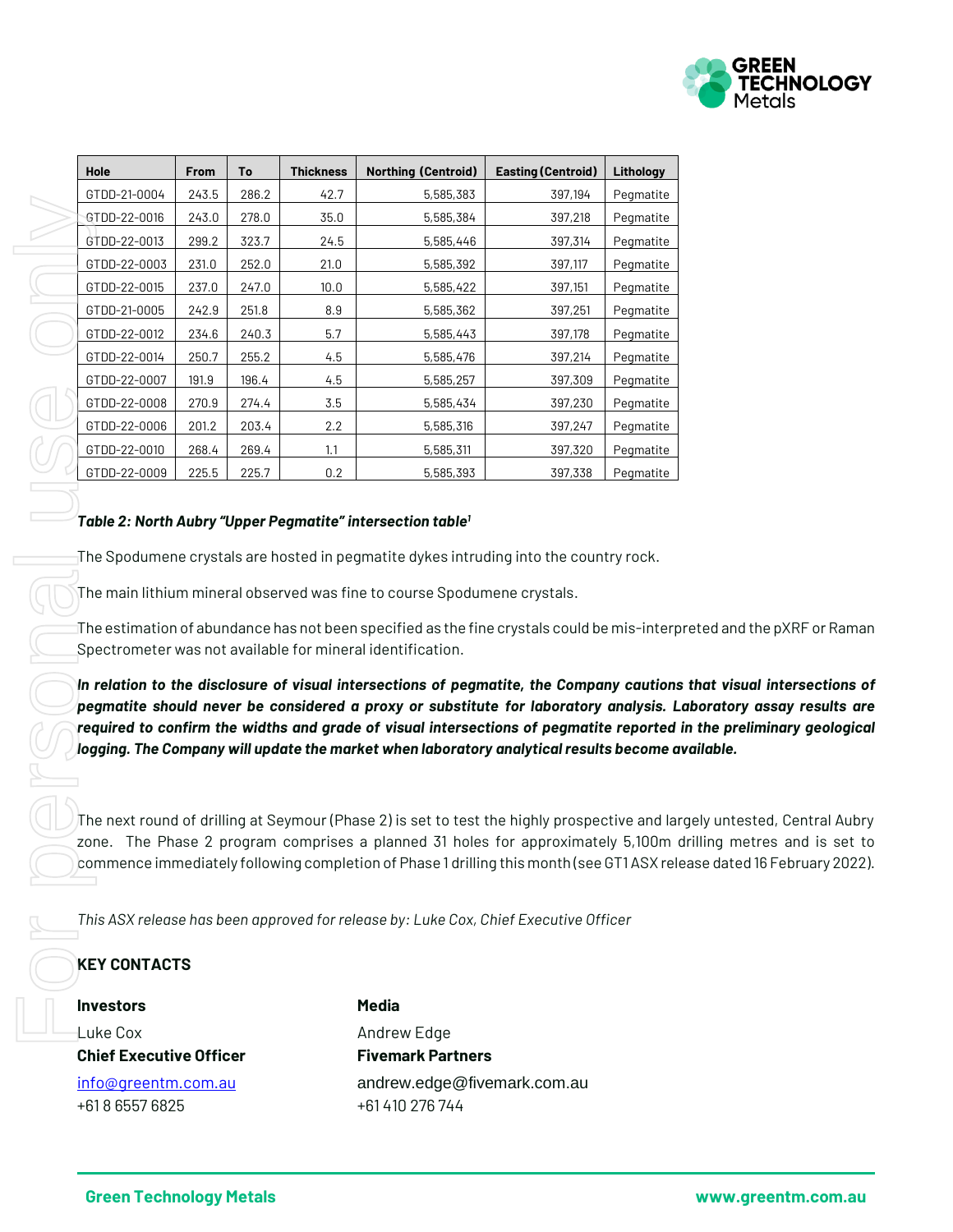| Hole | From | To | Thickness | Northing (Centroid) | Easting (Centroid) | Lithology |
|---|---|---|---|---|---|---|
| GTDD-21-0004 | 243.5 | 286.2 | 42.7 | 5,585,383 | 397,194 | Pegmatite |
| GTDD-22-0016 | 243.0 | 278.0 | 35.0 | 5,585,384 | 397,218 | Pegmatite |
| GTDD-22-0013 | 299.2 | 323.7 | 24.5 | 5,585,446 | 397,314 | Pegmatite |
| GTDD-22-0003 | 231.0 | 252.0 | 21.0 | 5,585,392 | 397,117 | Pegmatite |
| GTDD-22-0015 | 237.0 | 247.0 | 10.0 | 5,585,422 | 397,151 | Pegmatite |
| GTDD-21-0005 | 242.9 | 251.8 | 8.9 | 5,585,362 | 397,251 | Pegmatite |
| GTDD-22-0012 | 234.6 | 240.3 | 5.7 | 5,585,443 | 397,178 | Pegmatite |
| GTDD-22-0014 | 250.7 | 255.2 | 4.5 | 5,585,476 | 397,214 | Pegmatite |
| GTDD-22-0007 | 191.9 | 196.4 | 4.5 | 5,585,257 | 397,309 | Pegmatite |
| GTDD-22-0008 | 270.9 | 274.4 | 3.5 | 5,585,434 | 397,230 | Pegmatite |
| GTDD-22-0006 | 201.2 | 203.4 | 2.2 | 5,585,316 | 397,247 | Pegmatite |
| GTDD-22-0010 | 268.4 | 269.4 | 1.1 | 5,585,311 | 397,320 | Pegmatite |
| GTDD-22-0009 | 225.5 | 225.7 | 0.2 | 5,585,393 | 397,338 | Pegmatite |

***Table 2: North Aubry "Upper Pegmatite" intersection table[1]***

The Spodumene crystals are hosted in pegmatite dykes intruding into the country rock.

The main lithium mineral observed was fine to course Spodumene crystals.

The estimation of abundance has not been specified as the fine crystals could be mis-interpreted and the pXRF or Raman Spectrometer was not available for mineral identification.

***In relation to the disclosure of visual intersections of pegmatite, the Company cautions that visual intersections of pegmatite should never be considered a proxy or substitute for laboratory analysis. Laboratory assay results are required to confirm the widths and grade of visual intersections of pegmatite reported in the preliminary geological logging. The Company will update the market when laboratory analytical results become available.***

The next round of drilling at Seymour (Phase 2) is set to test the highly prospective and largely untested, Central Aubry zone. The Phase 2 program comprises a planned 31 holes for approximately 5,100m drilling metres and is set to commence immediately following completion of Phase 1 drilling this month (see GT1 ASX release dated 16 February 2022).

*This ASX release has been approved for release by: Luke Cox, Chief Executive Officer*

## KEY CONTACTS

**Investors**

Luke Cox
**Chief Executive Officer**
info@greentm.com.au
+61 8 6557 6825

**Media**

Andrew Edge
**Fivemark Partners**
andrew.edge@fivemark.com.au
+61 410 276 744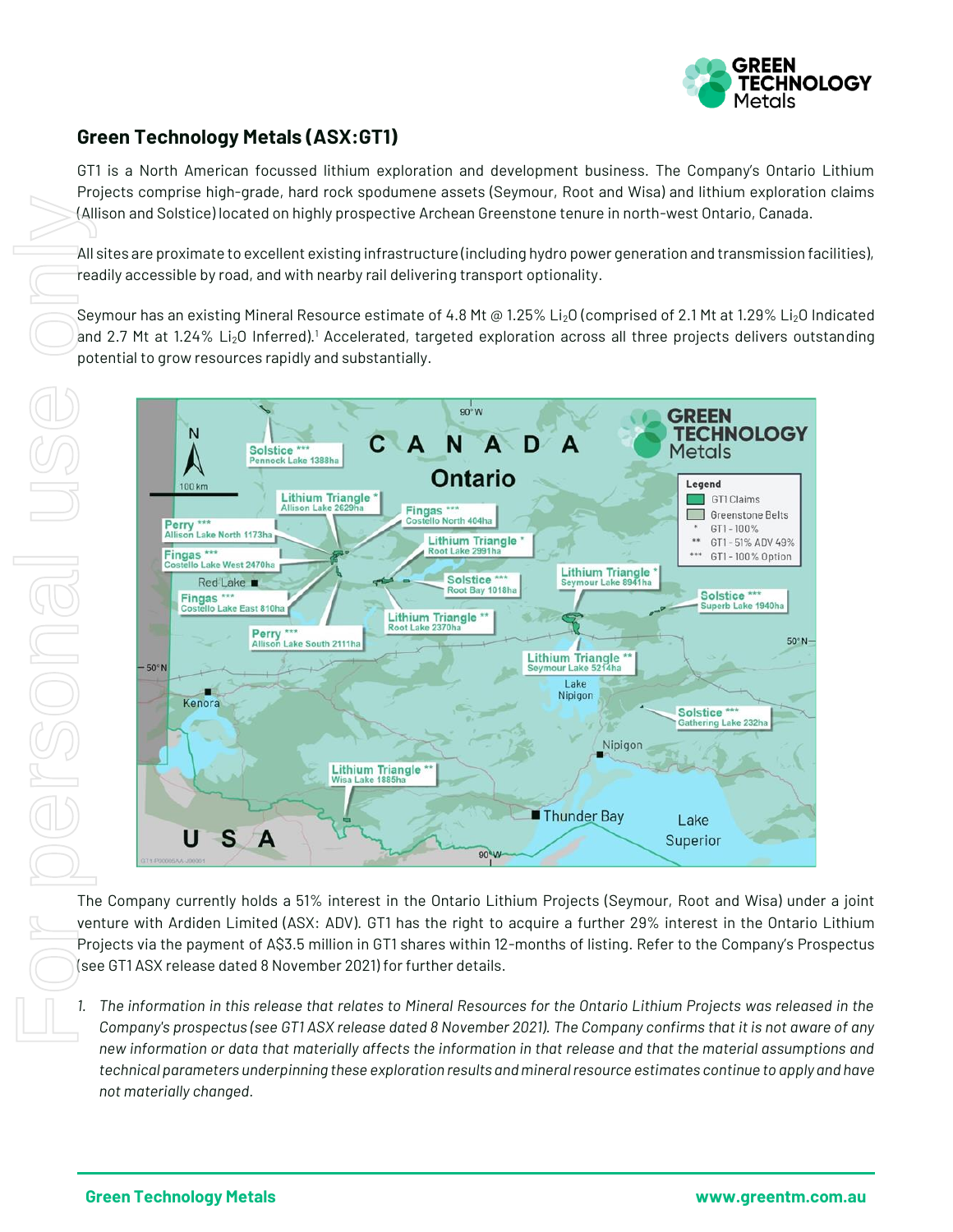## Green Technology Metals (ASX:GT1)

GT1 is a North American focussed lithium exploration and development business. The Company's Ontario Lithium Projects comprise high-grade, hard rock spodumene assets (Seymour, Root and Wisa) and lithium exploration claims (Allison and Solstice) located on highly prospective Archean Greenstone tenure in north-west Ontario, Canada.

All sites are proximate to excellent existing infrastructure (including hydro power generation and transmission facilities), readily accessible by road, and with nearby rail delivering transport optionality.

Seymour has an existing Mineral Resource estimate of 4.8 Mt @ 1.25% $Li_2O$ (comprised of 2.1 Mt at 1.29% $Li_2O$ Indicated and 2.7 Mt at 1.24% $Li_2O$ Inferred).[1] Accelerated, targeted exploration across all three projects delivers outstanding potential to grow resources rapidly and substantially.

The Company currently holds a 51% interest in the Ontario Lithium Projects (Seymour, Root and Wisa) under a joint venture with Ardiden Limited (ASX: ADV). GT1 has the right to acquire a further 29% interest in the Ontario Lithium Projects via the payment of A$3.5 million in GT1 shares within 12-months of listing. Refer to the Company's Prospectus (see GT1 ASX release dated 8 November 2021) for further details.

1. *The information in this release that relates to Mineral Resources for the Ontario Lithium Projects was released in the Company's prospectus (see GT1 ASX release dated 8 November 2021). The Company confirms that it is not aware of any new information or data that materially affects the information in that release and that the material assumptions and technical parameters underpinning these exploration results and mineral resource estimates continue to apply and have not materially changed.*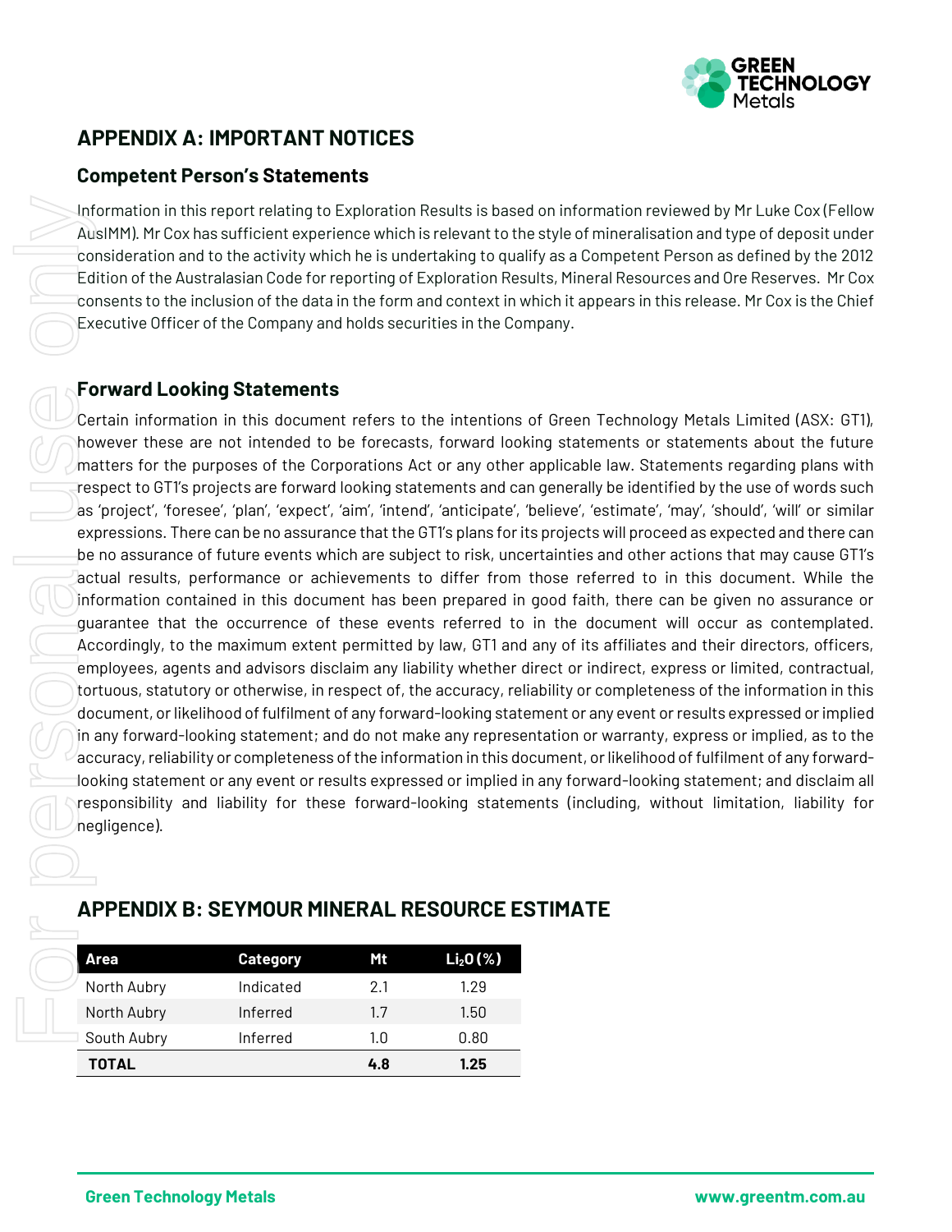## APPENDIX A: IMPORTANT NOTICES

### Competent Person's Statements

Information in this report relating to Exploration Results is based on information reviewed by Mr Luke Cox (Fellow AusIMM). Mr Cox has sufficient experience which is relevant to the style of mineralisation and type of deposit under consideration and to the activity which he is undertaking to qualify as a Competent Person as defined by the 2012 Edition of the Australasian Code for reporting of Exploration Results, Mineral Resources and Ore Reserves. Mr Cox consents to the inclusion of the data in the form and context in which it appears in this release. Mr Cox is the Chief Executive Officer of the Company and holds securities in the Company.

### Forward Looking Statements

Certain information in this document refers to the intentions of Green Technology Metals Limited (ASX: GT1), however these are not intended to be forecasts, forward looking statements or statements about the future matters for the purposes of the Corporations Act or any other applicable law. Statements regarding plans with respect to GT1's projects are forward looking statements and can generally be identified by the use of words such as 'project', 'foresee', 'plan', 'expect', 'aim', 'intend', 'anticipate', 'believe', 'estimate', 'may', 'should', 'will' or similar expressions. There can be no assurance that the GT1's plans for its projects will proceed as expected and there can be no assurance of future events which are subject to risk, uncertainties and other actions that may cause GT1's actual results, performance or achievements to differ from those referred to in this document. While the information contained in this document has been prepared in good faith, there can be given no assurance or guarantee that the occurrence of these events referred to in the document will occur as contemplated. Accordingly, to the maximum extent permitted by law, GT1 and any of its affiliates and their directors, officers, employees, agents and advisors disclaim any liability whether direct or indirect, express or limited, contractual, tortuous, statutory or otherwise, in respect of, the accuracy, reliability or completeness of the information in this document, or likelihood of fulfilment of any forward-looking statement or any event or results expressed or implied in any forward-looking statement; and do not make any representation or warranty, express or implied, as to the accuracy, reliability or completeness of the information in this document, or likelihood of fulfilment of any forward-looking statement or any event or results expressed or implied in any forward-looking statement; and disclaim all responsibility and liability for these forward-looking statements (including, without limitation, liability for negligence).

## APPENDIX B: SEYMOUR MINERAL RESOURCE ESTIMATE

| Area | Category | Mt | $Li_2O$ (%) |
|---|---|---|---|
| North Aubry | Indicated | 2.1 | 1.29 |
| North Aubry | Inferred | 1.7 | 1.50 |
| South Aubry | Inferred | 1.0 | 0.80 |
| **TOTAL** | | **4.8** | **1.25** |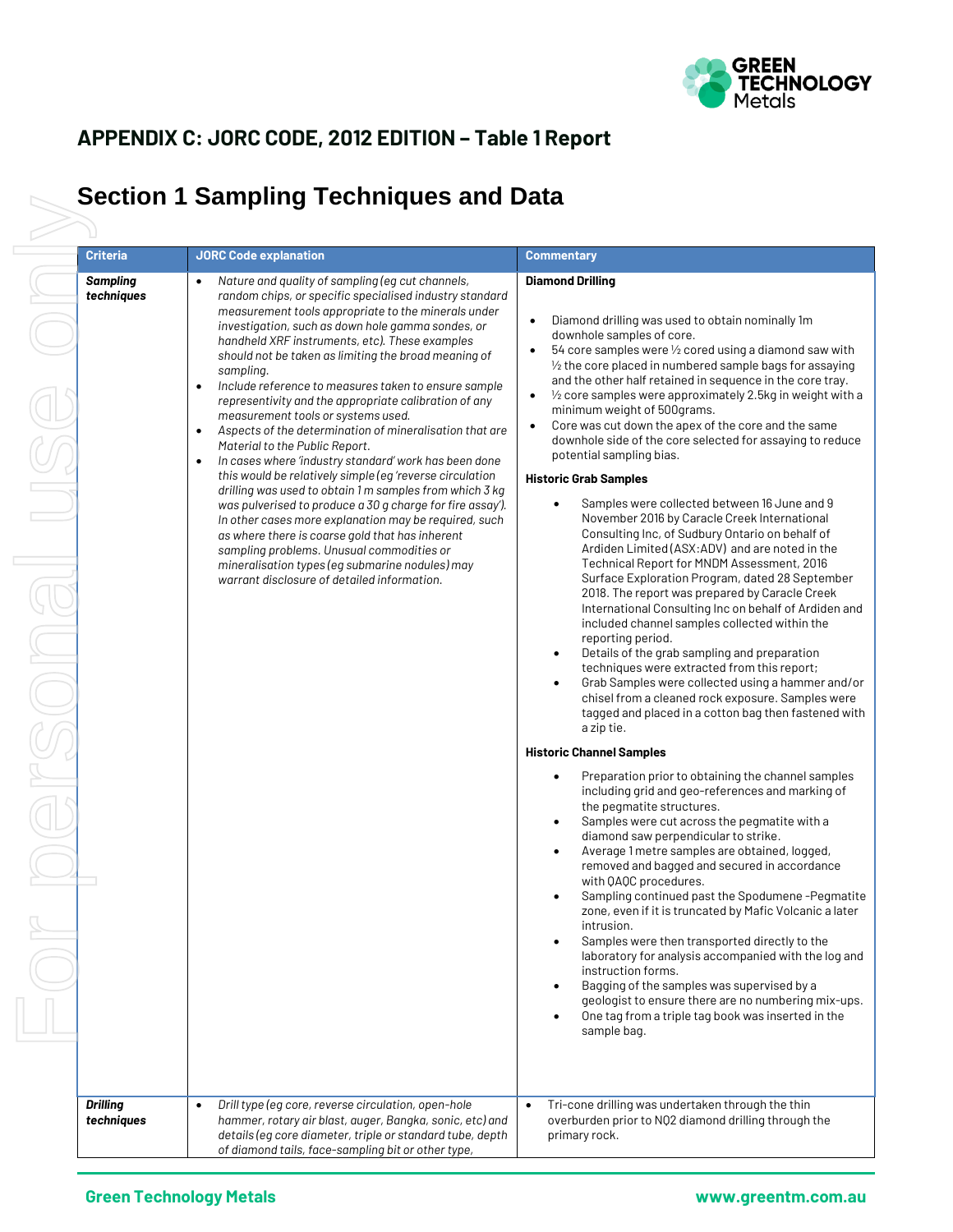## APPENDIX C: JORC CODE, 2012 EDITION – Table 1 Report

# Section 1 Sampling Techniques and Data

| Criteria | JORC Code explanation | Commentary |
|---|---|---|
| ***Sampling techniques*** | • *Nature and quality of sampling (eg cut channels, random chips, or specific specialised industry standard measurement tools appropriate to the minerals under investigation, such as down hole gamma sondes, or handheld XRF instruments, etc). These examples should not be taken as limiting the broad meaning of sampling.*<br>• *Include reference to measures taken to ensure sample representivity and the appropriate calibration of any measurement tools or systems used.*<br>• *Aspects of the determination of mineralisation that are Material to the Public Report.*<br>• *In cases where 'industry standard' work has been done this would be relatively simple (eg 'reverse circulation drilling was used to obtain 1 m samples from which 3 kg was pulverised to produce a 30 g charge for fire assay'). In other cases more explanation may be required, such as where there is coarse gold that has inherent sampling problems. Unusual commodities or mineralisation types (eg submarine nodules) may warrant disclosure of detailed information.* | **Diamond Drilling**<br>• Diamond drilling was used to obtain nominally 1m downhole samples of core.<br>• 54 core samples were ½ cored using a diamond saw with ½ the core placed in numbered sample bags for assaying and the other half retained in sequence in the core tray.<br>• ½ core samples were approximately 2.5kg in weight with a minimum weight of 500grams.<br>• Core was cut down the apex of the core and the same downhole side of the core selected for assaying to reduce potential sampling bias.<br>**Historic Grab Samples**<br>• Samples were collected between 16 June and 9 November 2016 by Caracle Creek International Consulting Inc, of Sudbury Ontario on behalf of Ardiden Limited (ASX:ADV) and are noted in the Technical Report for MNDM Assessment, 2016 Surface Exploration Program, dated 28 September 2018. The report was prepared by Caracle Creek International Consulting Inc on behalf of Ardiden and included channel samples collected within the reporting period.<br>• Details of the grab sampling and preparation techniques were extracted from this report;<br>• Grab Samples were collected using a hammer and/or chisel from a cleaned rock exposure. Samples were tagged and placed in a cotton bag then fastened with a zip tie.<br>**Historic Channel Samples**<br>• Preparation prior to obtaining the channel samples including grid and geo-references and marking of the pegmatite structures.<br>• Samples were cut across the pegmatite with a diamond saw perpendicular to strike.<br>• Average 1 metre samples are obtained, logged, removed and bagged and secured in accordance with QAQC procedures.<br>• Sampling continued past the Spodumene -Pegmatite zone, even if it is truncated by Mafic Volcanic a later intrusion.<br>• Samples were then transported directly to the laboratory for analysis accompanied with the log and instruction forms.<br>• Bagging of the samples was supervised by a geologist to ensure there are no numbering mix-ups.<br>• One tag from a triple tag book was inserted in the sample bag. |
| ***Drilling techniques*** | • *Drill type (eg core, reverse circulation, open-hole hammer, rotary air blast, auger, Bangka, sonic, etc) and details (eg core diameter, triple or standard tube, depth of diamond tails, face-sampling bit or other type,* | • Tri-cone drilling was undertaken through the thin overburden prior to NQ2 diamond drilling through the primary rock. |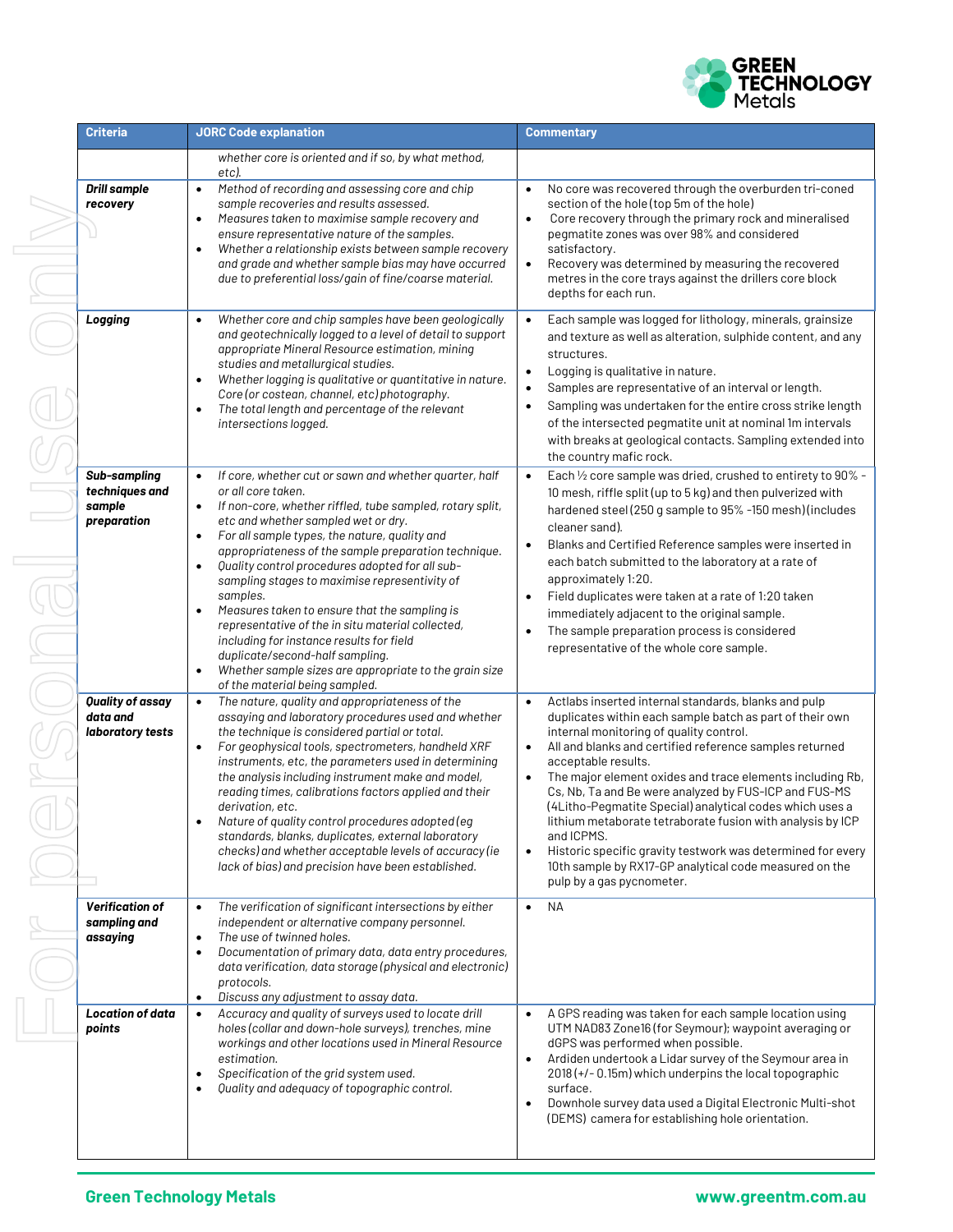| Criteria | JORC Code explanation | Commentary |
|---|---|---|
| | *whether core is oriented and if so, by what method, etc).* | |
| ***Drill sample recovery*** | • *Method of recording and assessing core and chip sample recoveries and results assessed.*<br>• *Measures taken to maximise sample recovery and ensure representative nature of the samples.*<br>• *Whether a relationship exists between sample recovery and grade and whether sample bias may have occurred due to preferential loss/gain of fine/coarse material.* | • No core was recovered through the overburden tri-coned section of the hole (top 5m of the hole)<br>• Core recovery through the primary rock and mineralised pegmatite zones was over 98% and considered satisfactory.<br>• Recovery was determined by measuring the recovered metres in the core trays against the drillers core block depths for each run. |
| ***Logging*** | • *Whether core and chip samples have been geologically and geotechnically logged to a level of detail to support appropriate Mineral Resource estimation, mining studies and metallurgical studies.*<br>• *Whether logging is qualitative or quantitative in nature. Core (or costean, channel, etc) photography.*<br>• *The total length and percentage of the relevant intersections logged.* | • Each sample was logged for lithology, minerals, grainsize and texture as well as alteration, sulphide content, and any structures.<br>• Logging is qualitative in nature.<br>• Samples are representative of an interval or length.<br>• Sampling was undertaken for the entire cross strike length of the intersected pegmatite unit at nominal 1m intervals with breaks at geological contacts. Sampling extended into the country mafic rock. |
| ***Sub-sampling techniques and sample preparation*** | • *If core, whether cut or sawn and whether quarter, half or all core taken.*<br>• *If non-core, whether riffled, tube sampled, rotary split, etc and whether sampled wet or dry.*<br>• *For all sample types, the nature, quality and appropriateness of the sample preparation technique.*<br>• *Quality control procedures adopted for all sub-sampling stages to maximise representivity of samples.*<br>• *Measures taken to ensure that the sampling is representative of the in situ material collected, including for instance results for field duplicate/second-half sampling.*<br>• *Whether sample sizes are appropriate to the grain size of the material being sampled.* | • Each ½ core sample was dried, crushed to entirety to 90% -10 mesh, riffle split (up to 5 kg) and then pulverized with hardened steel (250 g sample to 95% -150 mesh) (includes cleaner sand).<br>• Blanks and Certified Reference samples were inserted in each batch submitted to the laboratory at a rate of approximately 1:20.<br>• Field duplicates were taken at a rate of 1:20 taken immediately adjacent to the original sample.<br>• The sample preparation process is considered representative of the whole core sample. |
| ***Quality of assay data and laboratory tests*** | • *The nature, quality and appropriateness of the assaying and laboratory procedures used and whether the technique is considered partial or total.*<br>• *For geophysical tools, spectrometers, handheld XRF instruments, etc, the parameters used in determining the analysis including instrument make and model, reading times, calibrations factors applied and their derivation, etc.*<br>• *Nature of quality control procedures adopted (eg standards, blanks, duplicates, external laboratory checks) and whether acceptable levels of accuracy (ie lack of bias) and precision have been established.* | • Actlabs inserted internal standards, blanks and pulp duplicates within each sample batch as part of their own internal monitoring of quality control.<br>• All and blanks and certified reference samples returned acceptable results.<br>• The major element oxides and trace elements including Rb, Cs, Nb, Ta and Be were analyzed by FUS-ICP and FUS-MS (4Litho-Pegmatite Special) analytical codes which uses a lithium metaborate tetraborate fusion with analysis by ICP and ICPMS.<br>• Historic specific gravity testwork was determined for every 10th sample by RX17-GP analytical code measured on the pulp by a gas pycnometer. |
| ***Verification of sampling and assaying*** | • *The verification of significant intersections by either independent or alternative company personnel.*<br>• *The use of twinned holes.*<br>• *Documentation of primary data, data entry procedures, data verification, data storage (physical and electronic) protocols.*<br>• *Discuss any adjustment to assay data.* | • NA |
| ***Location of data points*** | • *Accuracy and quality of surveys used to locate drill holes (collar and down-hole surveys), trenches, mine workings and other locations used in Mineral Resource estimation.*<br>• *Specification of the grid system used.*<br>• *Quality and adequacy of topographic control.* | • A GPS reading was taken for each sample location using UTM NAD83 Zone16 (for Seymour); waypoint averaging or dGPS was performed when possible.<br>• Ardiden undertook a Lidar survey of the Seymour area in 2018 (+/- 0.15m) which underpins the local topographic surface.<br>• Downhole survey data used a Digital Electronic Multi-shot (DEMS) camera for establishing hole orientation. |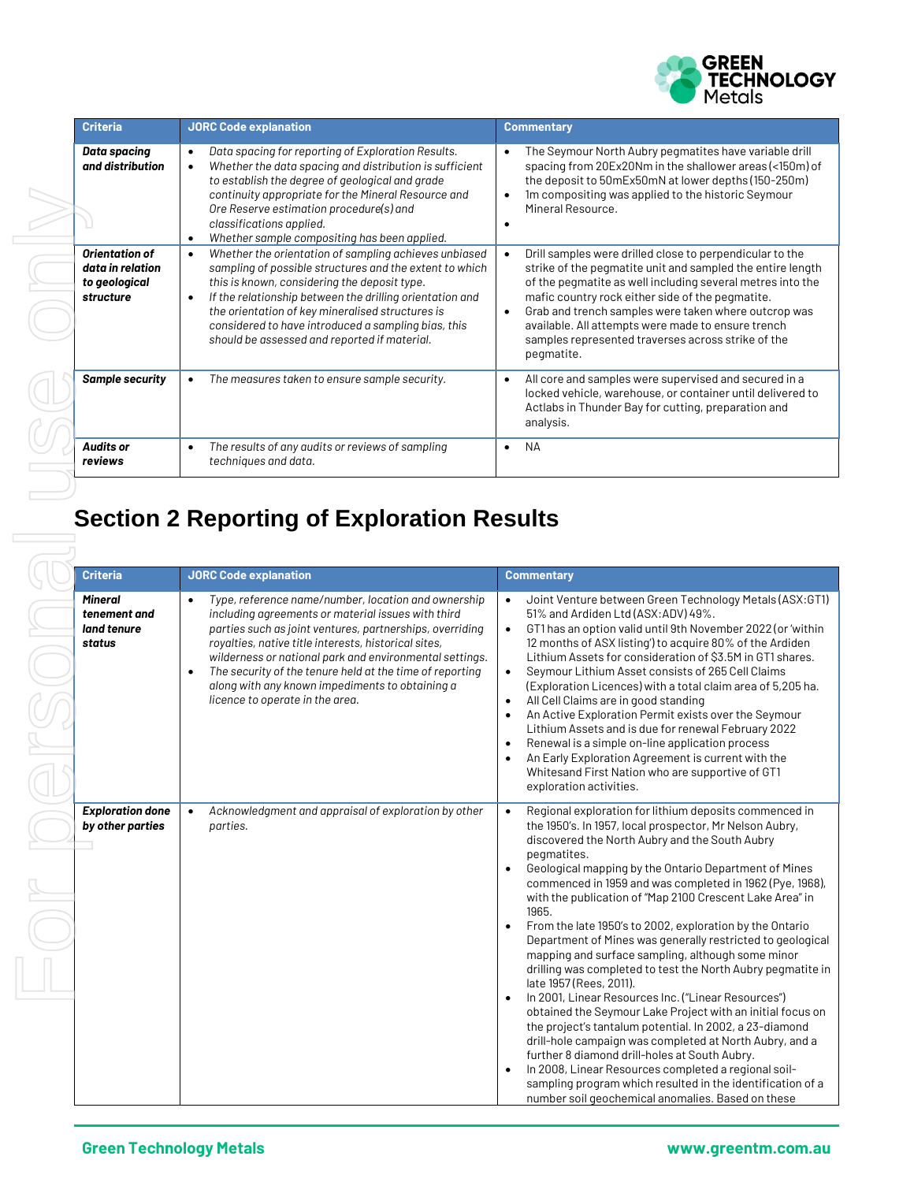| Criteria | JORC Code explanation | Commentary |
|---|---|---|
| ***Data spacing and distribution*** | • *Data spacing for reporting of Exploration Results.*<br>• *Whether the data spacing and distribution is sufficient to establish the degree of geological and grade continuity appropriate for the Mineral Resource and Ore Reserve estimation procedure(s) and classifications applied.*<br>• *Whether sample compositing has been applied.* | • The Seymour North Aubry pegmatites have variable drill spacing from 20Ex20Nm in the shallower areas (<150m) of the deposit to 50mEx50mN at lower depths (150-250m)<br>• 1m compositing was applied to the historic Seymour Mineral Resource.<br>• |
| ***Orientation of data in relation to geological structure*** | • *Whether the orientation of sampling achieves unbiased sampling of possible structures and the extent to which this is known, considering the deposit type.*<br>• *If the relationship between the drilling orientation and the orientation of key mineralised structures is considered to have introduced a sampling bias, this should be assessed and reported if material.* | • Drill samples were drilled close to perpendicular to the strike of the pegmatite unit and sampled the entire length of the pegmatite as well including several metres into the mafic country rock either side of the pegmatite.<br>• Grab and trench samples were taken where outcrop was available. All attempts were made to ensure trench samples represented traverses across strike of the pegmatite. |
| ***Sample security*** | • *The measures taken to ensure sample security.* | • All core and samples were supervised and secured in a locked vehicle, warehouse, or container until delivered to Actlabs in Thunder Bay for cutting, preparation and analysis. |
| ***Audits or reviews*** | • *The results of any audits or reviews of sampling techniques and data.* | • NA |

# Section 2 Reporting of Exploration Results

| Criteria | JORC Code explanation | Commentary |
|---|---|---|
| ***Mineral tenement and land tenure status*** | • *Type, reference name/number, location and ownership including agreements or material issues with third parties such as joint ventures, partnerships, overriding royalties, native title interests, historical sites, wilderness or national park and environmental settings.*<br>• *The security of the tenure held at the time of reporting along with any known impediments to obtaining a licence to operate in the area.* | • Joint Venture between Green Technology Metals (ASX:GT1) 51% and Ardiden Ltd (ASX:ADV) 49%.<br>• GT1 has an option valid until 9th November 2022 (or 'within 12 months of ASX listing') to acquire 80% of the Ardiden Lithium Assets for consideration of \$3.5M in GT1 shares.<br>• Seymour Lithium Asset consists of 265 Cell Claims (Exploration Licences) with a total claim area of 5,205 ha.<br>• All Cell Claims are in good standing<br>• An Active Exploration Permit exists over the Seymour Lithium Assets and is due for renewal February 2022<br>• Renewal is a simple on-line application process<br>• An Early Exploration Agreement is current with the Whitesand First Nation who are supportive of GT1 exploration activities. |
| ***Exploration done by other parties*** | • *Acknowledgment and appraisal of exploration by other parties.* | • Regional exploration for lithium deposits commenced in the 1950's. In 1957, local prospector, Mr Nelson Aubry, discovered the North Aubry and the South Aubry pegmatites.<br>• Geological mapping by the Ontario Department of Mines commenced in 1959 and was completed in 1962 (Pye, 1968), with the publication of "Map 2100 Crescent Lake Area" in 1965.<br>• From the late 1950's to 2002, exploration by the Ontario Department of Mines was generally restricted to geological mapping and surface sampling, although some minor drilling was completed to test the North Aubry pegmatite in late 1957 (Rees, 2011).<br>• In 2001, Linear Resources Inc. ("Linear Resources") obtained the Seymour Lake Project with an initial focus on the project's tantalum potential. In 2002, a 23-diamond drill-hole campaign was completed at North Aubry, and a further 8 diamond drill-holes at South Aubry.<br>• In 2008, Linear Resources completed a regional soil-sampling program which resulted in the identification of a number soil geochemical anomalies. Based on these |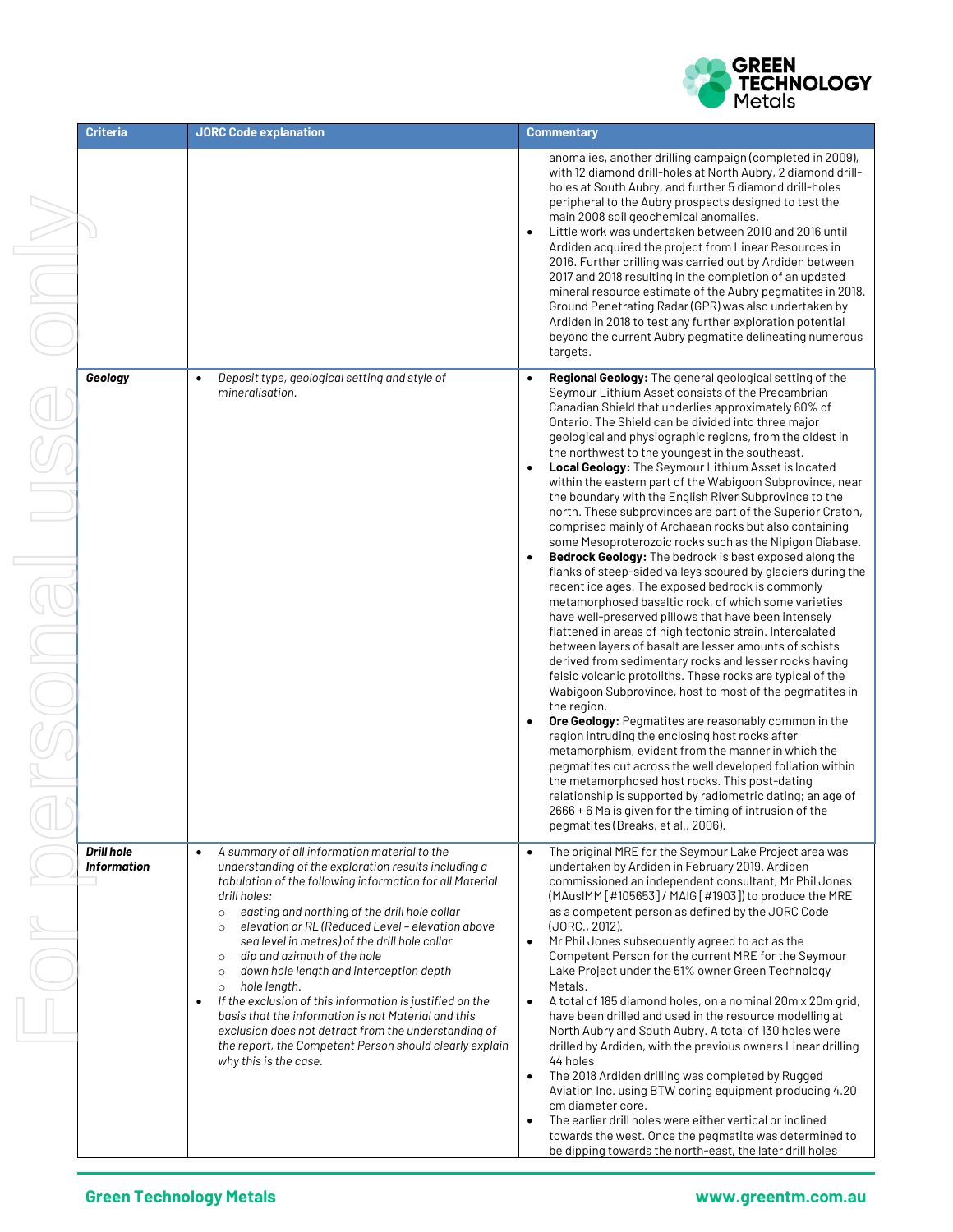| Criteria | JORC Code explanation | Commentary |
|---|---|---|
| | | anomalies, another drilling campaign (completed in 2009), with 12 diamond drill-holes at North Aubry, 2 diamond drill-holes at South Aubry, and further 5 diamond drill-holes peripheral to the Aubry prospects designed to test the main 2008 soil geochemical anomalies.<br>• Little work was undertaken between 2010 and 2016 until Ardiden acquired the project from Linear Resources in 2016. Further drilling was carried out by Ardiden between 2017 and 2018 resulting in the completion of an updated mineral resource estimate of the Aubry pegmatites in 2018. Ground Penetrating Radar (GPR) was also undertaken by Ardiden in 2018 to test any further exploration potential beyond the current Aubry pegmatite delineating numerous targets. |
| ***Geology*** | • *Deposit type, geological setting and style of mineralisation.* | • **Regional Geology:** The general geological setting of the Seymour Lithium Asset consists of the Precambrian Canadian Shield that underlies approximately 60% of Ontario. The Shield can be divided into three major geological and physiographic regions, from the oldest in the northwest to the youngest in the southeast.<br>• **Local Geology:** The Seymour Lithium Asset is located within the eastern part of the Wabigoon Subprovince, near the boundary with the English River Subprovince to the north. These subprovinces are part of the Superior Craton, comprised mainly of Archaean rocks but also containing some Mesoproterozoic rocks such as the Nipigon Diabase.<br>• **Bedrock Geology:** The bedrock is best exposed along the flanks of steep-sided valleys scoured by glaciers during the recent ice ages. The exposed bedrock is commonly metamorphosed basaltic rock, of which some varieties have well-preserved pillows that have been intensely flattened in areas of high tectonic strain. Intercalated between layers of basalt are lesser amounts of schists derived from sedimentary rocks and lesser rocks having felsic volcanic protoliths. These rocks are typical of the Wabigoon Subprovince, host to most of the pegmatites in the region.<br>• **Ore Geology:** Pegmatites are reasonably common in the region intruding the enclosing host rocks after metamorphism, evident from the manner in which the pegmatites cut across the well developed foliation within the metamorphosed host rocks. This post-dating relationship is supported by radiometric dating; an age of 2666 + 6 Ma is given for the timing of intrusion of the pegmatites (Breaks, et al., 2006). |
| ***Drill hole Information*** | • *A summary of all information material to the understanding of the exploration results including a tabulation of the following information for all Material drill holes:*<br>  ○ *easting and northing of the drill hole collar*<br>  ○ *elevation or RL (Reduced Level – elevation above sea level in metres) of the drill hole collar*<br>  ○ *dip and azimuth of the hole*<br>  ○ *down hole length and interception depth*<br>  ○ *hole length.*<br>• *If the exclusion of this information is justified on the basis that the information is not Material and this exclusion does not detract from the understanding of the report, the Competent Person should clearly explain why this is the case.* | • The original MRE for the Seymour Lake Project area was undertaken by Ardiden in February 2019. Ardiden commissioned an independent consultant, Mr Phil Jones (MAusIMM [#105653] / MAIG [#1903]) to produce the MRE as a competent person as defined by the JORC Code (JORC., 2012).<br>• Mr Phil Jones subsequently agreed to act as the Competent Person for the current MRE for the Seymour Lake Project under the 51% owner Green Technology Metals.<br>• A total of 185 diamond holes, on a nominal 20m x 20m grid, have been drilled and used in the resource modelling at North Aubry and South Aubry. A total of 130 holes were drilled by Ardiden, with the previous owners Linear drilling 44 holes<br>• The 2018 Ardiden drilling was completed by Rugged Aviation Inc. using BTW coring equipment producing 4.20 cm diameter core.<br>• The earlier drill holes were either vertical or inclined towards the west. Once the pegmatite was determined to be dipping towards the north-east, the later drill holes |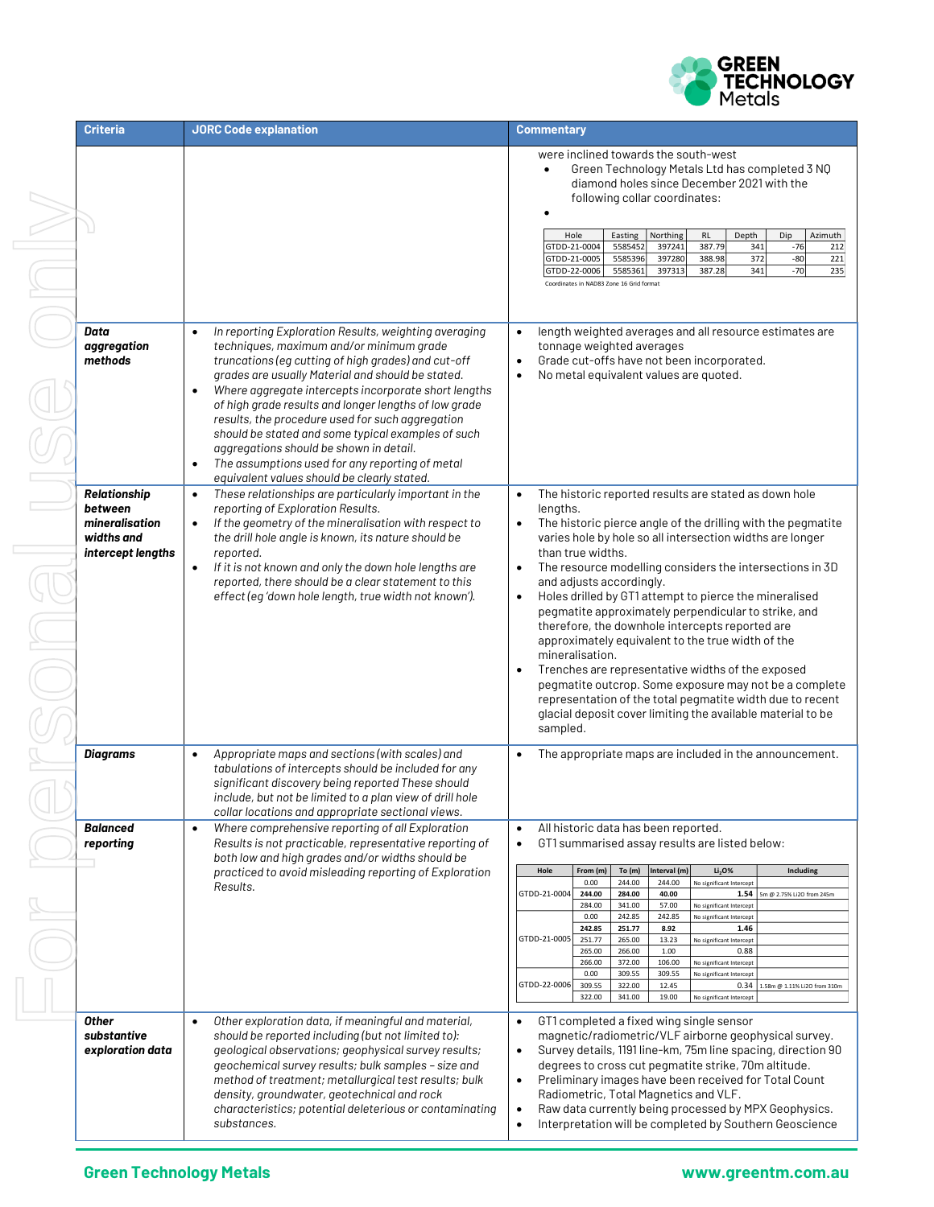| Criteria | JORC Code explanation | Commentary |
|---|---|---|
| | | were inclined towards the south-west<br>• Green Technology Metals Ltd has completed 3 NQ diamond holes since December 2021 with the following collar coordinates:<br>•<br><br>Hole \| Easting \| Northing \| RL \| Depth \| Dip \| Azimuth<br>GTDD-21-0004 \| 5585452 \| 397241 \| 387.79 \| 341 \| -76 \| 212<br>GTDD-21-0005 \| 5585396 \| 397280 \| 388.98 \| 372 \| -80 \| 221<br>GTDD-22-0006 \| 5585361 \| 397313 \| 387.28 \| 341 \| -70 \| 235<br><br>Coordinates in NAD83 Zone 16 Grid format |
| ***Data aggregation methods*** | • *In reporting Exploration Results, weighting averaging techniques, maximum and/or minimum grade truncations (eg cutting of high grades) and cut-off grades are usually Material and should be stated.*<br>• *Where aggregate intercepts incorporate short lengths of high grade results and longer lengths of low grade results, the procedure used for such aggregation should be stated and some typical examples of such aggregations should be shown in detail.*<br>• *The assumptions used for any reporting of metal equivalent values should be clearly stated.* | • length weighted averages and all resource estimates are tonnage weighted averages<br>• Grade cut-offs have not been incorporated.<br>• No metal equivalent values are quoted. |
| ***Relationship between mineralisation widths and intercept lengths*** | • *These relationships are particularly important in the reporting of Exploration Results.*<br>• *If the geometry of the mineralisation with respect to the drill hole angle is known, its nature should be reported.*<br>• *If it is not known and only the down hole lengths are reported, there should be a clear statement to this effect (eg 'down hole length, true width not known').* | • The historic reported results are stated as down hole lengths.<br>• The historic pierce angle of the drilling with the pegmatite varies hole by hole so all intersection widths are longer than true widths.<br>• The resource modelling considers the intersections in 3D and adjusts accordingly.<br>• Holes drilled by GT1 attempt to pierce the mineralised pegmatite approximately perpendicular to strike, and therefore, the downhole intercepts reported are approximately equivalent to the true width of the mineralisation.<br>• Trenches are representative widths of the exposed pegmatite outcrop. Some exposure may not be a complete representation of the total pegmatite width due to recent glacial deposit cover limiting the available material to be sampled. |
| ***Diagrams*** | • *Appropriate maps and sections (with scales) and tabulations of intercepts should be included for any significant discovery being reported These should include, but not be limited to a plan view of drill hole collar locations and appropriate sectional views.* | • The appropriate maps are included in the announcement. |
| ***Balanced reporting*** | • *Where comprehensive reporting of all Exploration Results is not practicable, representative reporting of both low and high grades and/or widths should be practiced to avoid misleading reporting of Exploration Results.* | • All historic data has been reported.<br>• GT1 summarised assay results are listed below:<br><br>Hole \| From (m) \| To (m) \| Interval (m) \| $Li_2O$% \| Including<br>GTDD-21-0004 \| 0.00 \| 244.00 \| 244.00 \| No significant Intercept \|<br>\| **244.00** \| **284.00** \| **40.00** \| **1.54** \| 5m @ 2.75% Li2O from 245m<br>\| 284.00 \| 341.00 \| 57.00 \| No significant Intercept \|<br>GTDD-21-0005 \| 0.00 \| 242.85 \| 242.85 \| No significant Intercept \|<br>\| **242.85** \| **251.77** \| **8.92** \| **1.46** \|<br>\| 251.77 \| 265.00 \| 13.23 \| No significant Intercept \|<br>\| 265.00 \| 266.00 \| 1.00 \| 0.88 \|<br>\| 266.00 \| 372.00 \| 106.00 \| No significant Intercept \|<br>GTDD-22-0006 \| 0.00 \| 309.55 \| 309.55 \| No significant Intercept \|<br>\| 309.55 \| 322.00 \| 12.45 \| 0.34 \| 1.58m @ 1.11% Li2O from 310m<br>\| 322.00 \| 341.00 \| 19.00 \| No significant Intercept \| |
| ***Other substantive exploration data*** | • *Other exploration data, if meaningful and material, should be reported including (but not limited to): geological observations; geophysical survey results; geochemical survey results; bulk samples – size and method of treatment; metallurgical test results; bulk density, groundwater, geotechnical and rock characteristics; potential deleterious or contaminating substances.* | • GT1 completed a fixed wing single sensor magnetic/radiometric/VLF airborne geophysical survey.<br>• Survey details, 1191 line-km, 75m line spacing, direction 90 degrees to cross cut pegmatite strike, 70m altitude.<br>• Preliminary images have been received for Total Count Radiometric, Total Magnetics and VLF.<br>• Raw data currently being processed by MPX Geophysics.<br>• Interpretation will be completed by Southern Geoscience |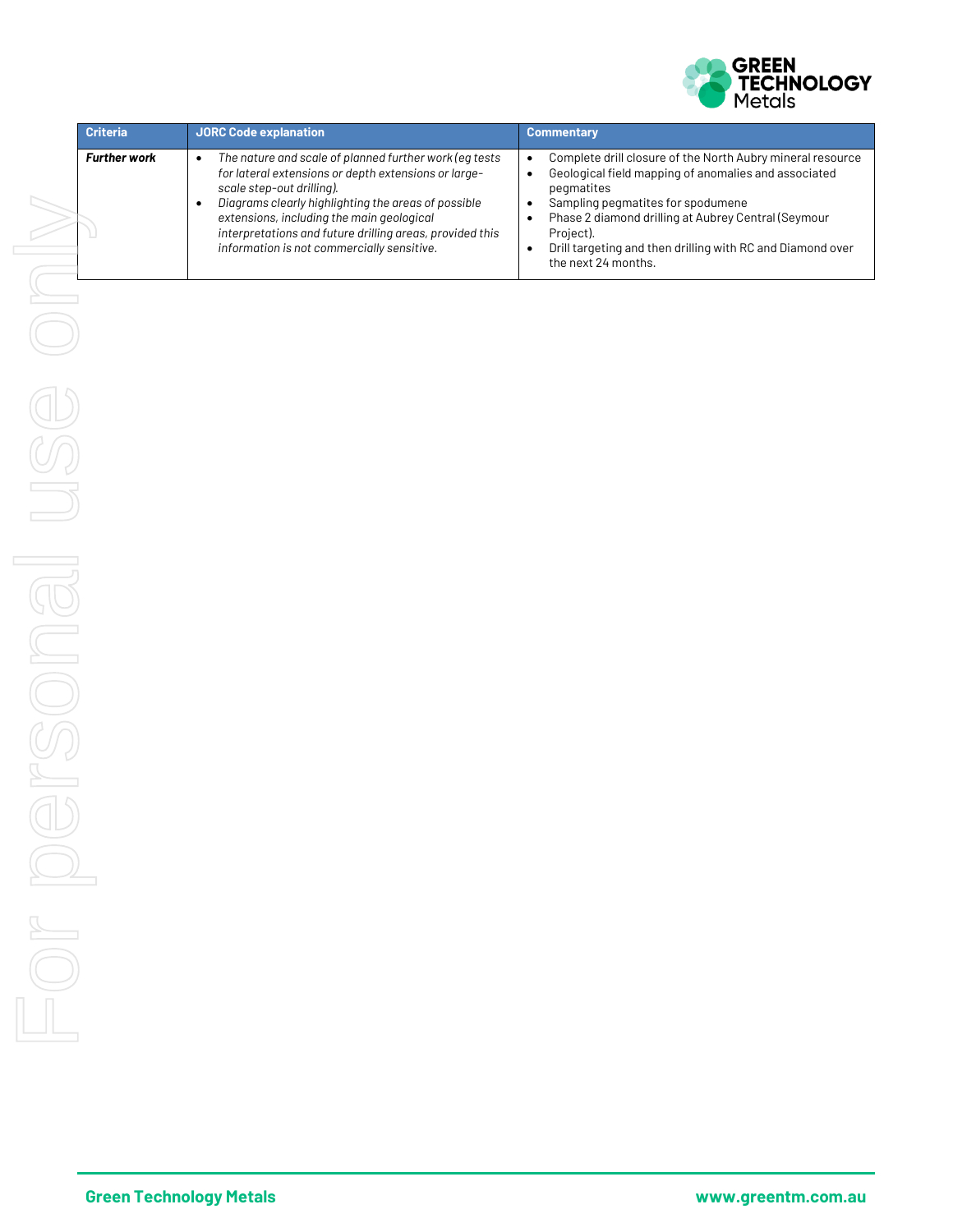| Criteria | JORC Code explanation | Commentary |
|---|---|---|
| ***Further work*** | • *The nature and scale of planned further work (eg tests for lateral extensions or depth extensions or large-scale step-out drilling).*<br>• *Diagrams clearly highlighting the areas of possible extensions, including the main geological interpretations and future drilling areas, provided this information is not commercially sensitive.* | • Complete drill closure of the North Aubry mineral resource<br>• Geological field mapping of anomalies and associated pegmatites<br>• Sampling pegmatites for spodumene<br>• Phase 2 diamond drilling at Aubrey Central (Seymour Project).<br>• Drill targeting and then drilling with RC and Diamond over the next 24 months. |